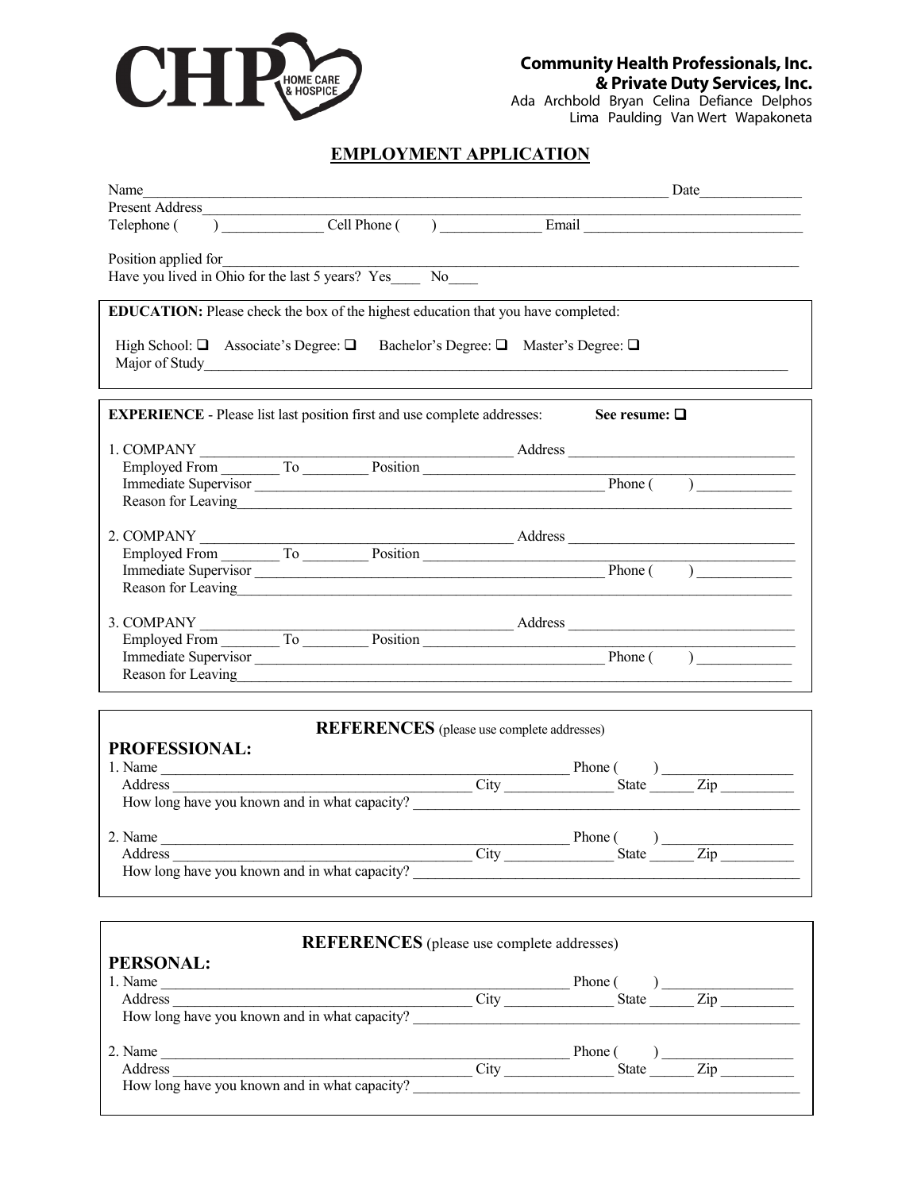**CHP** HOME CARE & HOSPICE

**Community Health Professionals, Inc. & Private Duty Services, Inc.**
Ada Archbold Bryan Celina Defiance Delphos
Lima Paulding Van Wert Wapakoneta

# EMPLOYMENT APPLICATION

Name_______________________________________________ Date_____________
Present Address_______________________________________________
Telephone ( ) _____________ Cell Phone ( ) _____________ Email ___________________________

Position applied for_______________________________________________
Have you lived in Ohio for the last 5 years? Yes____ No____

**EDUCATION:** Please check the box of the highest education that you have completed:

High School: ❑ Associate's Degree: ❑ Bachelor's Degree: ❑ Master's Degree: ❑
Major of Study_______________________________________________

**EXPERIENCE** - Please list last position first and use complete addresses: **See resume: ❑**

1. COMPANY _______________________ Address _______________________
   Employed From ________ To ________ Position _______________________
   Immediate Supervisor _______________________ Phone ( ) ____________
   Reason for Leaving_______________________________________________

2. COMPANY _______________________ Address _______________________
   Employed From ________ To ________ Position _______________________
   Immediate Supervisor _______________________ Phone ( ) ____________
   Reason for Leaving_______________________________________________

3. COMPANY _______________________ Address _______________________
   Employed From ________ To ________ Position _______________________
   Immediate Supervisor _______________________ Phone ( ) ____________
   Reason for Leaving_______________________________________________

## REFERENCES (please use complete addresses)

### PROFESSIONAL:

1. Name _______________________________________________ Phone ( ) _________________
   Address _______________________ City ______________ State ______ Zip _________
   How long have you known and in what capacity? _______________________________

2. Name _______________________________________________ Phone ( ) _________________
   Address _______________________ City ______________ State ______ Zip _________
   How long have you known and in what capacity? _______________________________

## REFERENCES (please use complete addresses)

### PERSONAL:

1. Name _______________________________________________ Phone ( ) _________________
   Address _______________________ City ______________ State ______ Zip _________
   How long have you known and in what capacity? _______________________________

2. Name _______________________________________________ Phone ( ) _________________
   Address _______________________ City ______________ State ______ Zip _________
   How long have you known and in what capacity? _______________________________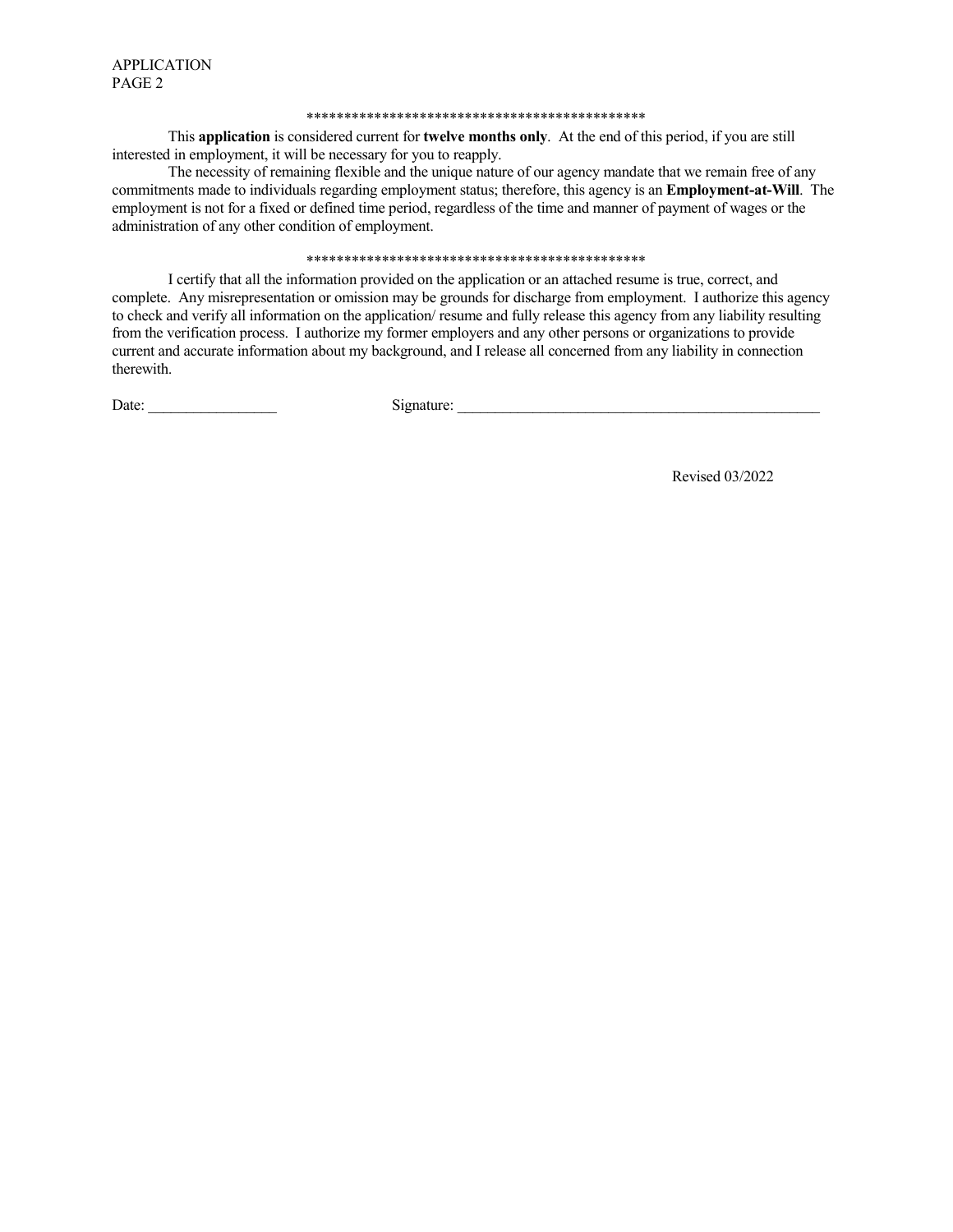APPLICATION
PAGE 2

\*\*\*\*\*\*\*\*\*\*\*\*\*\*\*\*\*\*\*\*\*\*\*\*\*\*\*\*\*\*\*\*\*\*\*\*\*\*\*\*\*\*\*\*\*\*\*

This **application** is considered current for **twelve months only**. At the end of this period, if you are still interested in employment, it will be necessary for you to reapply.

The necessity of remaining flexible and the unique nature of our agency mandate that we remain free of any commitments made to individuals regarding employment status; therefore, this agency is an **Employment-at-Will**. The employment is not for a fixed or defined time period, regardless of the time and manner of payment of wages or the administration of any other condition of employment.

\*\*\*\*\*\*\*\*\*\*\*\*\*\*\*\*\*\*\*\*\*\*\*\*\*\*\*\*\*\*\*\*\*\*\*\*\*\*\*\*\*\*\*\*\*\*\*

I certify that all the information provided on the application or an attached resume is true, correct, and complete. Any misrepresentation or omission may be grounds for discharge from employment. I authorize this agency to check and verify all information on the application/ resume and fully release this agency from any liability resulting from the verification process. I authorize my former employers and any other persons or organizations to provide current and accurate information about my background, and I release all concerned from any liability in connection therewith.

Date: \_\_\_\_\_\_\_\_\_\_\_\_\_\_\_\_\_ Signature: \_\_\_\_\_\_\_\_\_\_\_\_\_\_\_\_\_\_\_\_\_\_\_\_\_\_\_\_\_\_\_\_\_\_\_\_\_\_\_\_\_\_\_\_\_\_\_\_

Revised 03/2022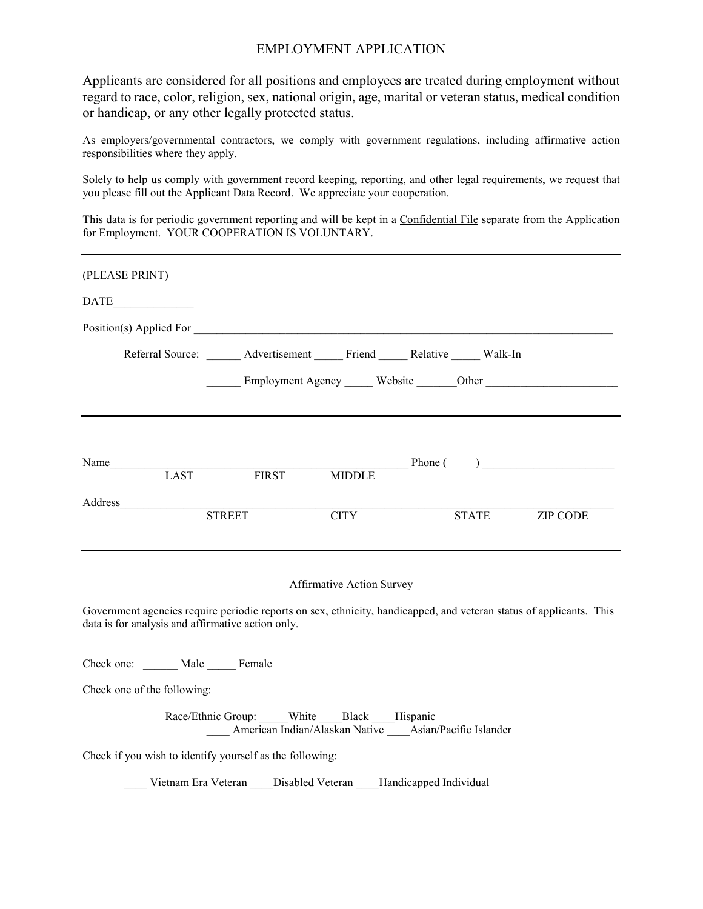# EMPLOYMENT APPLICATION

Applicants are considered for all positions and employees are treated during employment without regard to race, color, religion, sex, national origin, age, marital or veteran status, medical condition or handicap, or any other legally protected status.

As employers/governmental contractors, we comply with government regulations, including affirmative action responsibilities where they apply.

Solely to help us comply with government record keeping, reporting, and other legal requirements, we request that you please fill out the Applicant Data Record. We appreciate your cooperation.

This data is for periodic government reporting and will be kept in a Confidential File separate from the Application for Employment. YOUR COOPERATION IS VOLUNTARY.

---

(PLEASE PRINT)

DATE______________

Position(s) Applied For ______________________________________________________________________________

Referral Source: ______ Advertisement _____ Friend _____ Relative _____ Walk-In

______ Employment Agency _____ Website _______Other _______________________

---

Name_____________________________________________________ Phone (      ) _______________________

LAST FIRST MIDDLE

Address___________________________________________________________________________________

STREET CITY STATE ZIP CODE

---

Affirmative Action Survey

Government agencies require periodic reports on sex, ethnicity, handicapped, and veteran status of applicants. This data is for analysis and affirmative action only.

Check one: ______ Male _____ Female

Check one of the following:

Race/Ethnic Group: _____White ____Black ____Hispanic
____ American Indian/Alaskan Native ____Asian/Pacific Islander

Check if you wish to identify yourself as the following:

____ Vietnam Era Veteran ____Disabled Veteran ____Handicapped Individual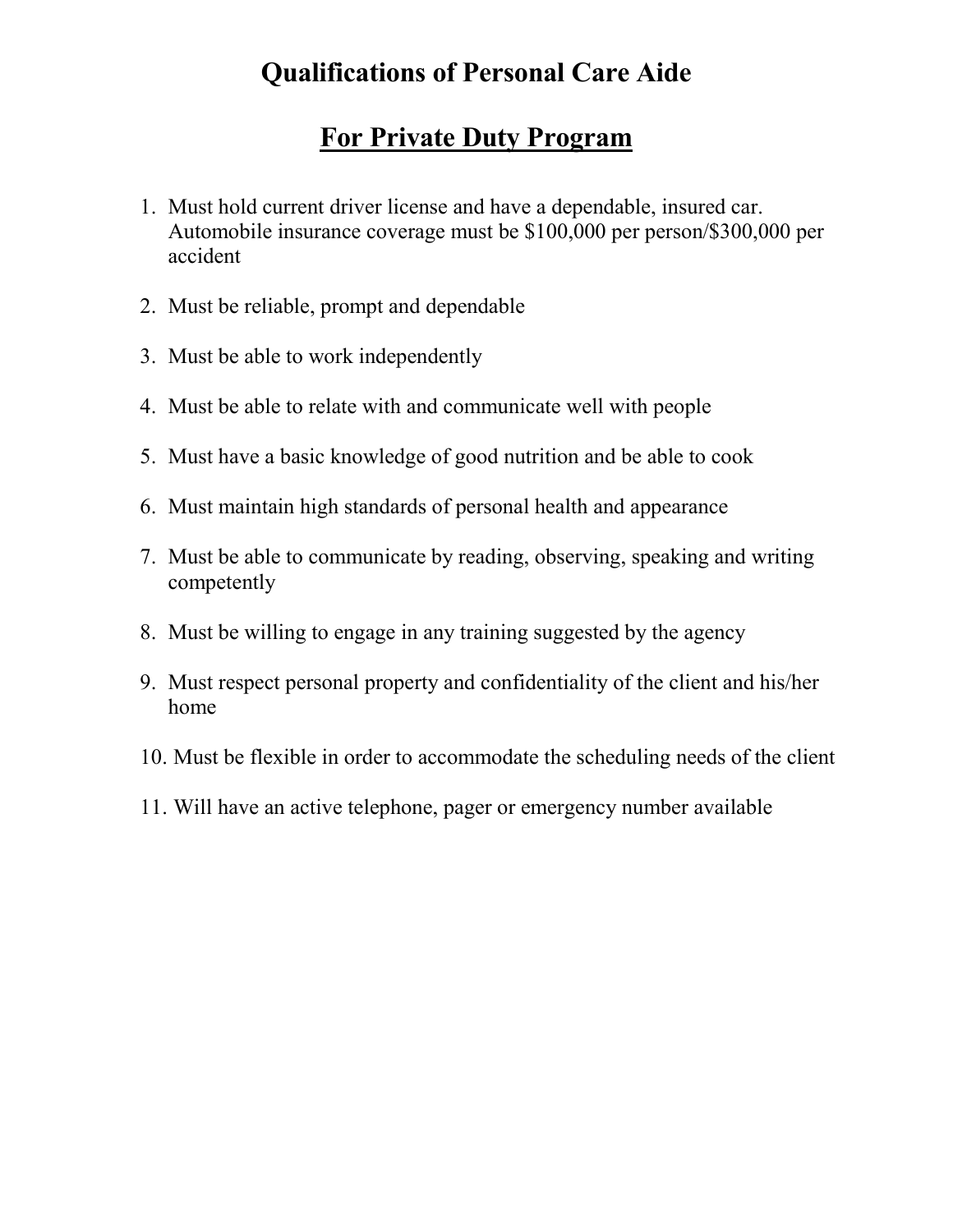# Qualifications of Personal Care Aide

## For Private Duty Program

1. Must hold current driver license and have a dependable, insured car. Automobile insurance coverage must be $100,000 per person/$300,000 per accident

2. Must be reliable, prompt and dependable

3. Must be able to work independently

4. Must be able to relate with and communicate well with people

5. Must have a basic knowledge of good nutrition and be able to cook

6. Must maintain high standards of personal health and appearance

7. Must be able to communicate by reading, observing, speaking and writing competently

8. Must be willing to engage in any training suggested by the agency

9. Must respect personal property and confidentiality of the client and his/her home

10. Must be flexible in order to accommodate the scheduling needs of the client

11. Will have an active telephone, pager or emergency number available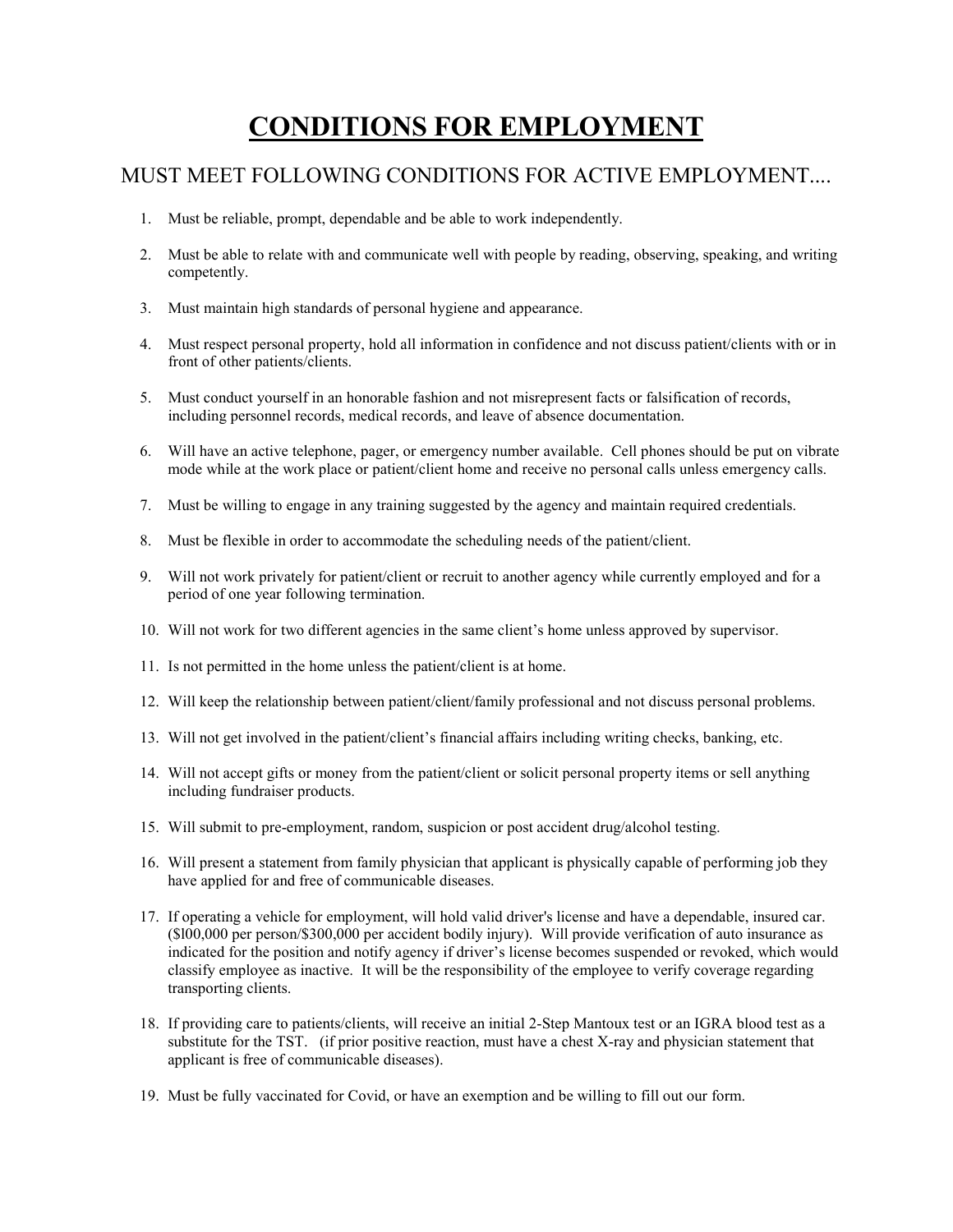# CONDITIONS FOR EMPLOYMENT

## MUST MEET FOLLOWING CONDITIONS FOR ACTIVE EMPLOYMENT....

1. Must be reliable, prompt, dependable and be able to work independently.
2. Must be able to relate with and communicate well with people by reading, observing, speaking, and writing competently.
3. Must maintain high standards of personal hygiene and appearance.
4. Must respect personal property, hold all information in confidence and not discuss patient/clients with or in front of other patients/clients.
5. Must conduct yourself in an honorable fashion and not misrepresent facts or falsification of records, including personnel records, medical records, and leave of absence documentation.
6. Will have an active telephone, pager, or emergency number available. Cell phones should be put on vibrate mode while at the work place or patient/client home and receive no personal calls unless emergency calls.
7. Must be willing to engage in any training suggested by the agency and maintain required credentials.
8. Must be flexible in order to accommodate the scheduling needs of the patient/client.
9. Will not work privately for patient/client or recruit to another agency while currently employed and for a period of one year following termination.
10. Will not work for two different agencies in the same client's home unless approved by supervisor.
11. Is not permitted in the home unless the patient/client is at home.
12. Will keep the relationship between patient/client/family professional and not discuss personal problems.
13. Will not get involved in the patient/client's financial affairs including writing checks, banking, etc.
14. Will not accept gifts or money from the patient/client or solicit personal property items or sell anything including fundraiser products.
15. Will submit to pre-employment, random, suspicion or post accident drug/alcohol testing.
16. Will present a statement from family physician that applicant is physically capable of performing job they have applied for and free of communicable diseases.
17. If operating a vehicle for employment, will hold valid driver's license and have a dependable, insured car. ($l00,000 per person/$300,000 per accident bodily injury). Will provide verification of auto insurance as indicated for the position and notify agency if driver's license becomes suspended or revoked, which would classify employee as inactive. It will be the responsibility of the employee to verify coverage regarding transporting clients.
18. If providing care to patients/clients, will receive an initial 2-Step Mantoux test or an IGRA blood test as a substitute for the TST. (if prior positive reaction, must have a chest X-ray and physician statement that applicant is free of communicable diseases).
19. Must be fully vaccinated for Covid, or have an exemption and be willing to fill out our form.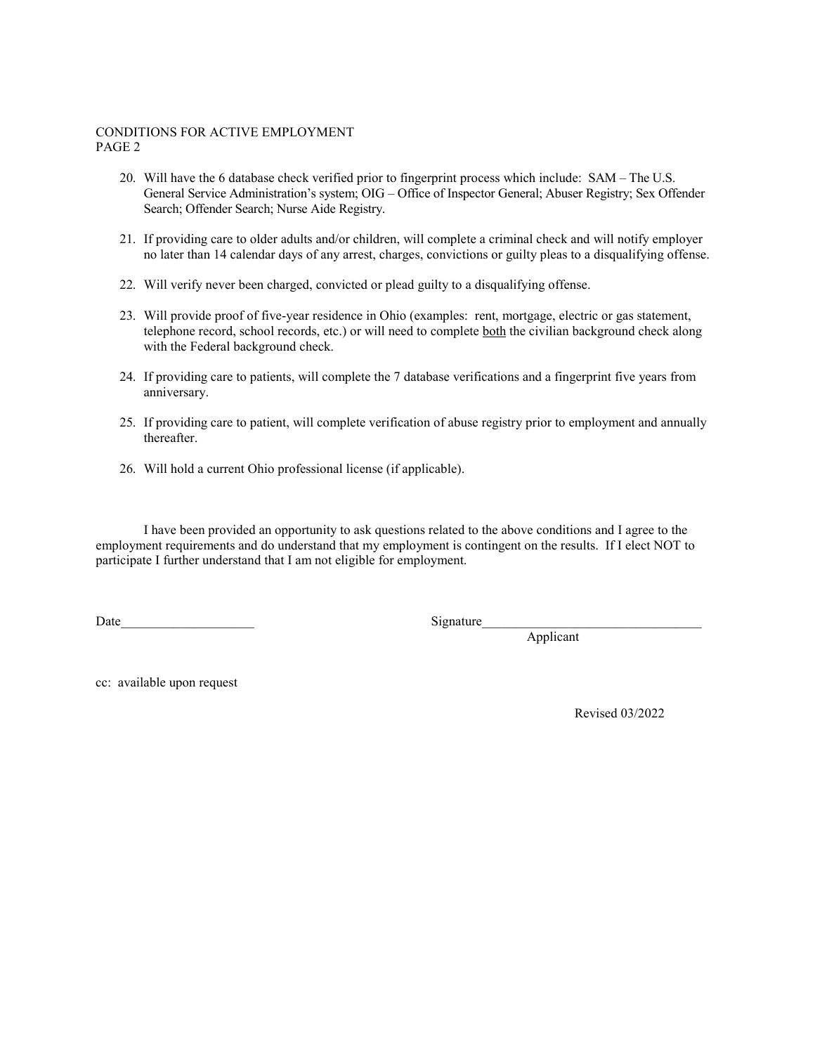CONDITIONS FOR ACTIVE EMPLOYMENT
PAGE 2

20. Will have the 6 database check verified prior to fingerprint process which include: SAM – The U.S. General Service Administration's system; OIG – Office of Inspector General; Abuser Registry; Sex Offender Search; Offender Search; Nurse Aide Registry.

21. If providing care to older adults and/or children, will complete a criminal check and will notify employer no later than 14 calendar days of any arrest, charges, convictions or guilty pleas to a disqualifying offense.

22. Will verify never been charged, convicted or plead guilty to a disqualifying offense.

23. Will provide proof of five-year residence in Ohio (examples: rent, mortgage, electric or gas statement, telephone record, school records, etc.) or will need to complete <u>both</u> the civilian background check along with the Federal background check.

24. If providing care to patients, will complete the 7 database verifications and a fingerprint five years from anniversary.

25. If providing care to patient, will complete verification of abuse registry prior to employment and annually thereafter.

26. Will hold a current Ohio professional license (if applicable).

I have been provided an opportunity to ask questions related to the above conditions and I agree to the employment requirements and do understand that my employment is contingent on the results. If I elect NOT to participate I further understand that I am not eligible for employment.

Date____________________ Signature_________________________________
Applicant

cc: available upon request

Revised 03/2022